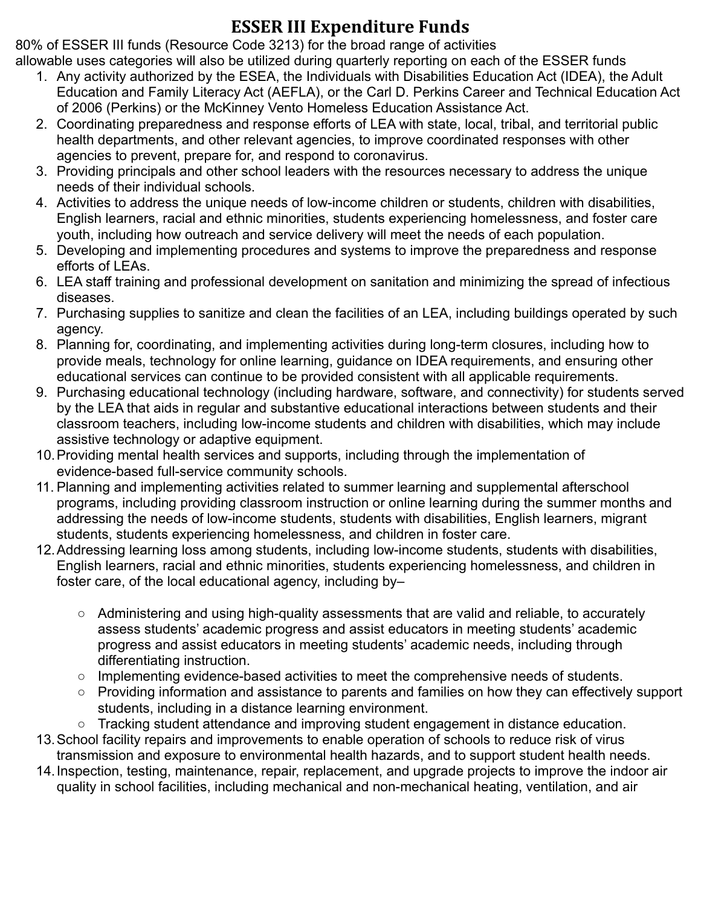# ESSER III Expenditure Funds

80% of ESSER III funds (Resource Code 3213) for the broad range of activities allowable uses categories will also be utilized during quarterly reporting on each of the ESSER funds

1. Any activity authorized by the ESEA, the Individuals with Disabilities Education Act (IDEA), the Adult Education and Family Literacy Act (AEFLA), or the Carl D. Perkins Career and Technical Education Act of 2006 (Perkins) or the McKinney Vento Homeless Education Assistance Act.
2. Coordinating preparedness and response efforts of LEA with state, local, tribal, and territorial public health departments, and other relevant agencies, to improve coordinated responses with other agencies to prevent, prepare for, and respond to coronavirus.
3. Providing principals and other school leaders with the resources necessary to address the unique needs of their individual schools.
4. Activities to address the unique needs of low-income children or students, children with disabilities, English learners, racial and ethnic minorities, students experiencing homelessness, and foster care youth, including how outreach and service delivery will meet the needs of each population.
5. Developing and implementing procedures and systems to improve the preparedness and response efforts of LEAs.
6. LEA staff training and professional development on sanitation and minimizing the spread of infectious diseases.
7. Purchasing supplies to sanitize and clean the facilities of an LEA, including buildings operated by such agency.
8. Planning for, coordinating, and implementing activities during long-term closures, including how to provide meals, technology for online learning, guidance on IDEA requirements, and ensuring other educational services can continue to be provided consistent with all applicable requirements.
9. Purchasing educational technology (including hardware, software, and connectivity) for students served by the LEA that aids in regular and substantive educational interactions between students and their classroom teachers, including low-income students and children with disabilities, which may include assistive technology or adaptive equipment.
10. Providing mental health services and supports, including through the implementation of evidence-based full-service community schools.
11. Planning and implementing activities related to summer learning and supplemental afterschool programs, including providing classroom instruction or online learning during the summer months and addressing the needs of low-income students, students with disabilities, English learners, migrant students, students experiencing homelessness, and children in foster care.
12. Addressing learning loss among students, including low-income students, students with disabilities, English learners, racial and ethnic minorities, students experiencing homelessness, and children in foster care, of the local educational agency, including by–
    - Administering and using high-quality assessments that are valid and reliable, to accurately assess students' academic progress and assist educators in meeting students' academic progress and assist educators in meeting students' academic needs, including through differentiating instruction.
    - Implementing evidence-based activities to meet the comprehensive needs of students.
    - Providing information and assistance to parents and families on how they can effectively support students, including in a distance learning environment.
    - Tracking student attendance and improving student engagement in distance education.
13. School facility repairs and improvements to enable operation of schools to reduce risk of virus transmission and exposure to environmental health hazards, and to support student health needs.
14. Inspection, testing, maintenance, repair, replacement, and upgrade projects to improve the indoor air quality in school facilities, including mechanical and non-mechanical heating, ventilation, and air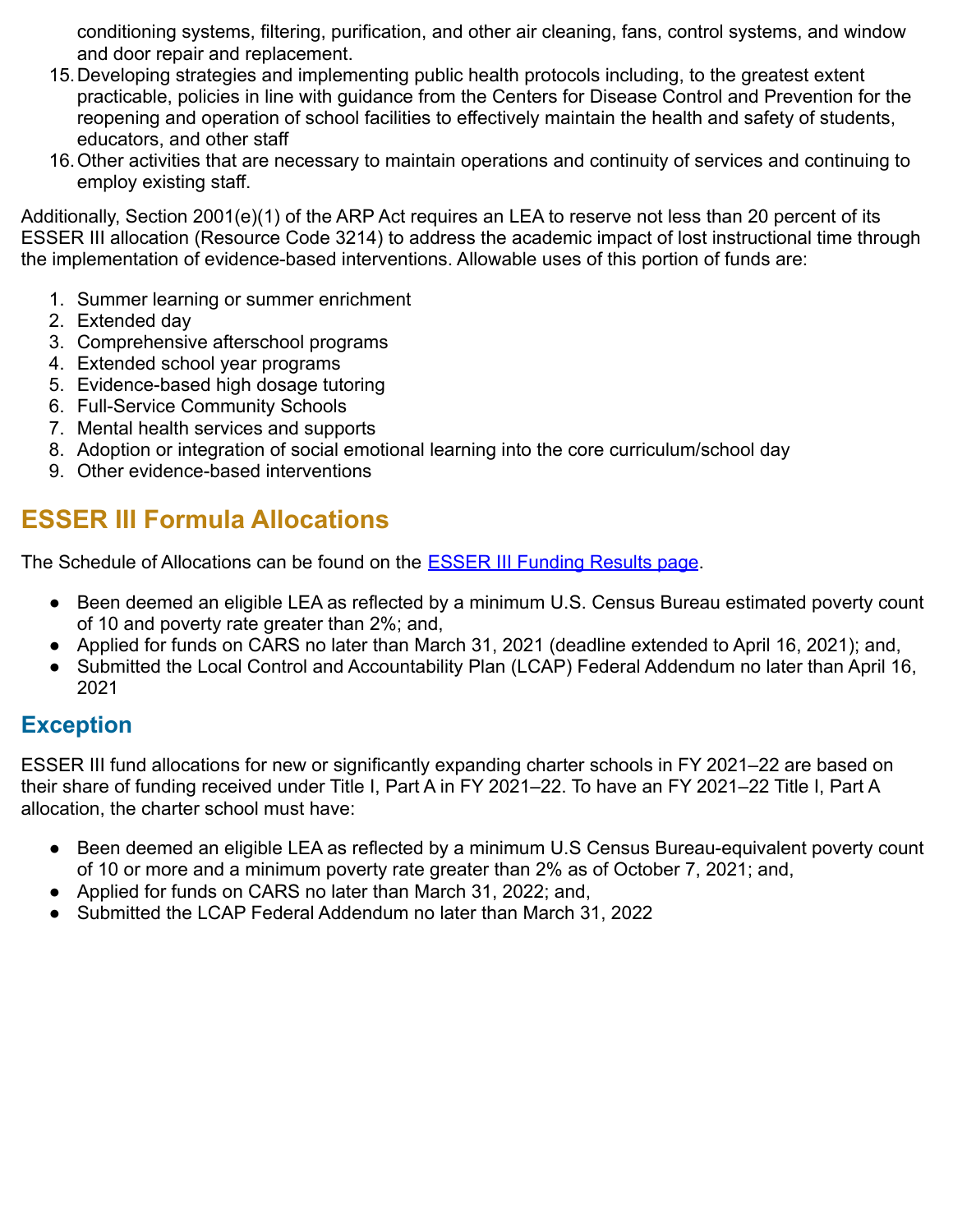conditioning systems, filtering, purification, and other air cleaning, fans, control systems, and window and door repair and replacement.

15. Developing strategies and implementing public health protocols including, to the greatest extent practicable, policies in line with guidance from the Centers for Disease Control and Prevention for the reopening and operation of school facilities to effectively maintain the health and safety of students, educators, and other staff
16. Other activities that are necessary to maintain operations and continuity of services and continuing to employ existing staff.

Additionally, Section 2001(e)(1) of the ARP Act requires an LEA to reserve not less than 20 percent of its ESSER III allocation (Resource Code 3214) to address the academic impact of lost instructional time through the implementation of evidence-based interventions. Allowable uses of this portion of funds are:

1. Summer learning or summer enrichment
2. Extended day
3. Comprehensive afterschool programs
4. Extended school year programs
5. Evidence-based high dosage tutoring
6. Full-Service Community Schools
7. Mental health services and supports
8. Adoption or integration of social emotional learning into the core curriculum/school day
9. Other evidence-based interventions

## ESSER III Formula Allocations

The Schedule of Allocations can be found on the [ESSER III Funding Results page](ESSER III Funding Results page).

- Been deemed an eligible LEA as reflected by a minimum U.S. Census Bureau estimated poverty count of 10 and poverty rate greater than 2%; and,
- Applied for funds on CARS no later than March 31, 2021 (deadline extended to April 16, 2021); and,
- Submitted the Local Control and Accountability Plan (LCAP) Federal Addendum no later than April 16, 2021

### Exception

ESSER III fund allocations for new or significantly expanding charter schools in FY 2021–22 are based on their share of funding received under Title I, Part A in FY 2021–22. To have an FY 2021–22 Title I, Part A allocation, the charter school must have:

- Been deemed an eligible LEA as reflected by a minimum U.S Census Bureau-equivalent poverty count of 10 or more and a minimum poverty rate greater than 2% as of October 7, 2021; and,
- Applied for funds on CARS no later than March 31, 2022; and,
- Submitted the LCAP Federal Addendum no later than March 31, 2022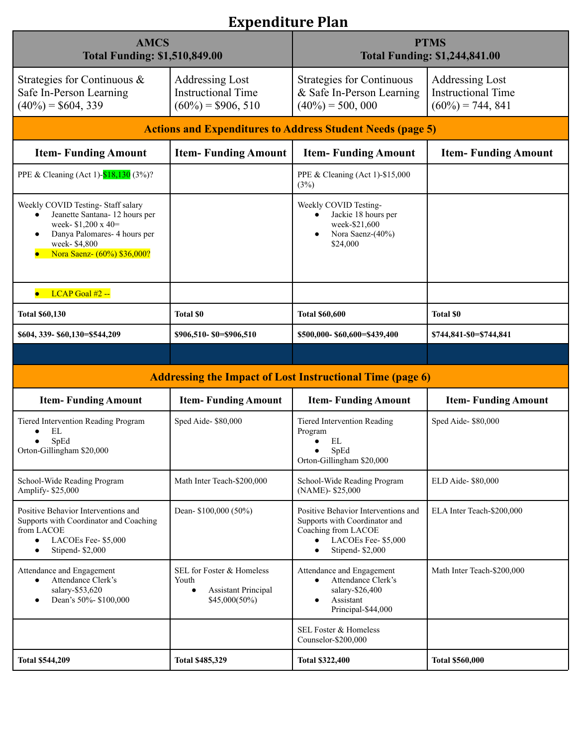# Expenditure Plan

| AMCS<br>Total Funding: $1,510,849.00 | | PTMS<br>Total Funding: $1,244,841.00 | |
|---|---|---|---|
| Strategies for Continuous & Safe In-Person Learning (40%) = $604, 339 | Addressing Lost Instructional Time (60%) = $906, 510 | Strategies for Continuous & Safe In-Person Learning (40%) = 500, 000 | Addressing Lost Instructional Time (60%) = 744, 841 |
| **Actions and Expenditures to Address Student Needs (page 5)** | | | |
| **Item- Funding Amount** | **Item- Funding Amount** | **Item- Funding Amount** | **Item- Funding Amount** |
| PPE & Cleaning (Act 1)-$18,130 (3%)? | | PPE & Cleaning (Act 1)-$15,000 (3%) | |
| Weekly COVID Testing- Staff salary<br>● Jeanette Santana- 12 hours per week- $1,200 x 40=<br>● Danya Palomares- 4 hours per week- $4,800<br>● Nora Saenz- (60%) $36,000? | | Weekly COVID Testing-<br>● Jackie 18 hours per week-$21,600<br>● Nora Saenz-(40%) $24,000 | |
| ● LCAP Goal #2 -- | | | |
| **Total $60,130** | **Total $0** | **Total $60,600** | **Total $0** |
| **$604, 339- $60,130=$544,209** | **$906,510- $0=$906,510** | **$500,000- $60,600=$439,400** | **$744,841-$0=$744,841** |
| | | | |
| **Addressing the Impact of Lost Instructional Time (page 6)** | | | |
| **Item- Funding Amount** | **Item- Funding Amount** | **Item- Funding Amount** | **Item- Funding Amount** |
| Tiered Intervention Reading Program<br>● EL<br>● SpEd<br>Orton-Gillingham $20,000 | Sped Aide- $80,000 | Tiered Intervention Reading Program<br>● EL<br>● SpEd<br>Orton-Gillingham $20,000 | Sped Aide- $80,000 |
| School-Wide Reading Program Amplify- $25,000 | Math Inter Teach-$200,000 | School-Wide Reading Program (NAME)- $25,000 | ELD Aide- $80,000 |
| Positive Behavior Interventions and Supports with Coordinator and Coaching from LACOE<br>● LACOEs Fee- $5,000<br>● Stipend- $2,000 | Dean- $100,000 (50%) | Positive Behavior Interventions and Supports with Coordinator and Coaching from LACOE<br>● LACOEs Fee- $5,000<br>● Stipend- $2,000 | ELA Inter Teach-$200,000 |
| Attendance and Engagement<br>● Attendance Clerk's salary-$53,620<br>● Dean's 50%- $100,000 | SEL for Foster & Homeless Youth<br>● Assistant Principal $45,000(50%) | Attendance and Engagement<br>● Attendance Clerk's salary-$26,400<br>● Assistant Principal-$44,000 | Math Inter Teach-$200,000 |
| | | SEL Foster & Homeless Counselor-$200,000 | |
| **Total $544,209** | **Total $485,329** | **Total $322,400** | **Total $560,000** |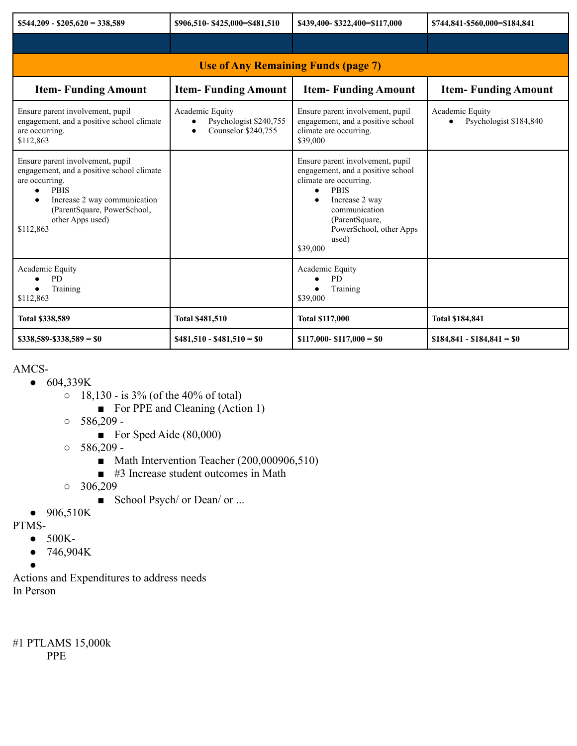| $544,209 - $205,620 = 338,589 | $906,510- $425,000=$481,510 | $439,400- $322,400=$117,000 | $744,841-$560,000=$184,841 |
|---|---|---|---|
| | | | |
| **Use of Any Remaining Funds (page 7)** | | | |
| **Item- Funding Amount** | **Item- Funding Amount** | **Item- Funding Amount** | **Item- Funding Amount** |
| Ensure parent involvement, pupil engagement, and a positive school climate are occurring.<br>$112,863 | Academic Equity<br>• Psychologist $240,755<br>• Counselor $240,755 | Ensure parent involvement, pupil engagement, and a positive school climate are occurring.<br>$39,000 | Academic Equity<br>• Psychologist $184,840 |
| Ensure parent involvement, pupil engagement, and a positive school climate are occurring.<br>• PBIS<br>• Increase 2 way communication (ParentSquare, PowerSchool, other Apps used)<br>$112,863 | | Ensure parent involvement, pupil engagement, and a positive school climate are occurring.<br>• PBIS<br>• Increase 2 way communication (ParentSquare, PowerSchool, other Apps used)<br>$39,000 | |
| Academic Equity<br>• PD<br>• Training<br>$112,863 | | Academic Equity<br>• PD<br>• Training<br>$39,000 | |
| **Total $338,589** | **Total $481,510** | **Total $117,000** | **Total $184,841** |
| **$338,589-$338,589 = $0** | **$481,510 - $481,510 = $0** | **$117,000- $117,000 = $0** | **$184,841 - $184,841 = $0** |

AMCS-
- 604,339K
  - 18,130 - is 3% (of the 40% of total)
    - For PPE and Cleaning (Action 1)
  - 586,209 -
    - For Sped Aide (80,000)
  - 586,209 -
    - Math Intervention Teacher (200,000906,510)
    - #3 Increase student outcomes in Math
  - 306,209
    - School Psych/ or Dean/ or ...
- 906,510K

PTMS-
- 500K-
- 746,904K
-

Actions and Expenditures to address needs
In Person

#1 PTLAMS 15,000k
PPE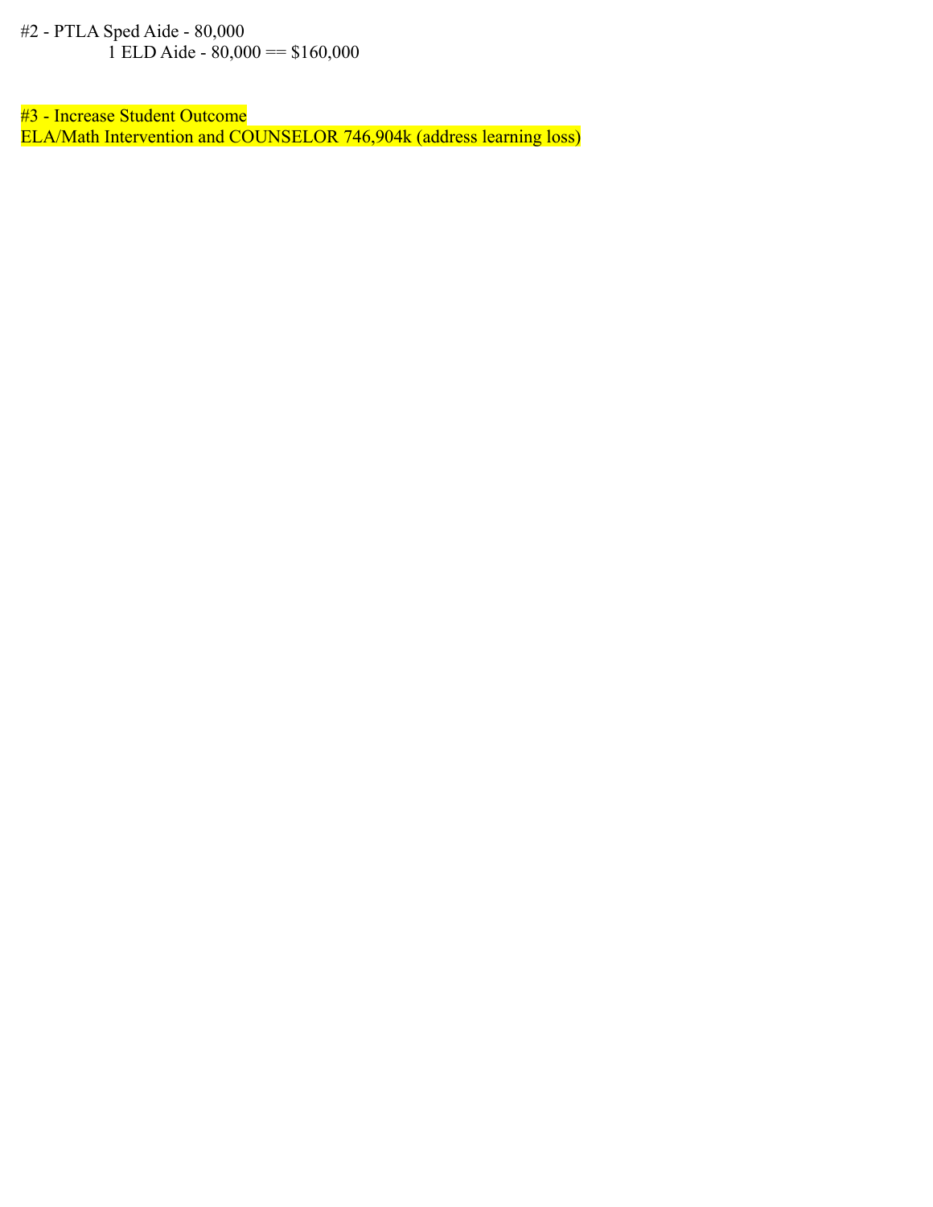#2 - PTLA Sped Aide - 80,000
1 ELD Aide - 80,000 == $160,000

#3 - Increase Student Outcome
ELA/Math Intervention and COUNSELOR 746,904k (address learning loss)